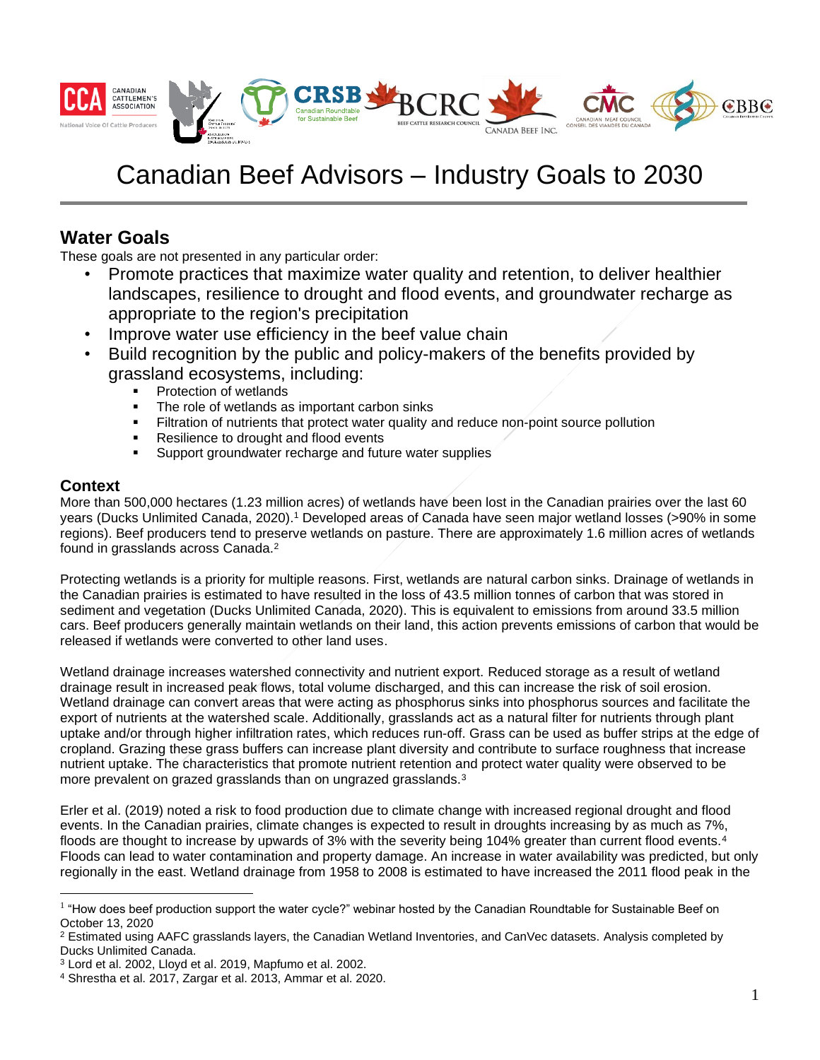# Canadian Beef Advisors – Industry Goals to 2030

## Water Goals

These goals are not presented in any particular order:

- Promote practices that maximize water quality and retention, to deliver healthier landscapes, resilience to drought and flood events, and groundwater recharge as appropriate to the region's precipitation
- Improve water use efficiency in the beef value chain
- Build recognition by the public and policy-makers of the benefits provided by grassland ecosystems, including:
  - Protection of wetlands
  - The role of wetlands as important carbon sinks
  - Filtration of nutrients that protect water quality and reduce non-point source pollution
  - Resilience to drought and flood events
  - Support groundwater recharge and future water supplies

### Context

More than 500,000 hectares (1.23 million acres) of wetlands have been lost in the Canadian prairies over the last 60 years (Ducks Unlimited Canada, 2020).[1] Developed areas of Canada have seen major wetland losses (>90% in some regions). Beef producers tend to preserve wetlands on pasture. There are approximately 1.6 million acres of wetlands found in grasslands across Canada.[2]

Protecting wetlands is a priority for multiple reasons. First, wetlands are natural carbon sinks. Drainage of wetlands in the Canadian prairies is estimated to have resulted in the loss of 43.5 million tonnes of carbon that was stored in sediment and vegetation (Ducks Unlimited Canada, 2020). This is equivalent to emissions from around 33.5 million cars. Beef producers generally maintain wetlands on their land, this action prevents emissions of carbon that would be released if wetlands were converted to other land uses.

Wetland drainage increases watershed connectivity and nutrient export. Reduced storage as a result of wetland drainage result in increased peak flows, total volume discharged, and this can increase the risk of soil erosion. Wetland drainage can convert areas that were acting as phosphorus sinks into phosphorus sources and facilitate the export of nutrients at the watershed scale. Additionally, grasslands act as a natural filter for nutrients through plant uptake and/or through higher infiltration rates, which reduces run-off. Grass can be used as buffer strips at the edge of cropland. Grazing these grass buffers can increase plant diversity and contribute to surface roughness that increase nutrient uptake. The characteristics that promote nutrient retention and protect water quality were observed to be more prevalent on grazed grasslands than on ungrazed grasslands.[3]

Erler et al. (2019) noted a risk to food production due to climate change with increased regional drought and flood events. In the Canadian prairies, climate changes is expected to result in droughts increasing by as much as 7%, floods are thought to increase by upwards of 3% with the severity being 104% greater than current flood events.[4] Floods can lead to water contamination and property damage. An increase in water availability was predicted, but only regionally in the east. Wetland drainage from 1958 to 2008 is estimated to have increased the 2011 flood peak in the

---

[1] "How does beef production support the water cycle?" webinar hosted by the Canadian Roundtable for Sustainable Beef on October 13, 2020

[2] Estimated using AAFC grasslands layers, the Canadian Wetland Inventories, and CanVec datasets. Analysis completed by Ducks Unlimited Canada.

[3] Lord et al. 2002, Lloyd et al. 2019, Mapfumo et al. 2002.

[4] Shrestha et al. 2017, Zargar et al. 2013, Ammar et al. 2020.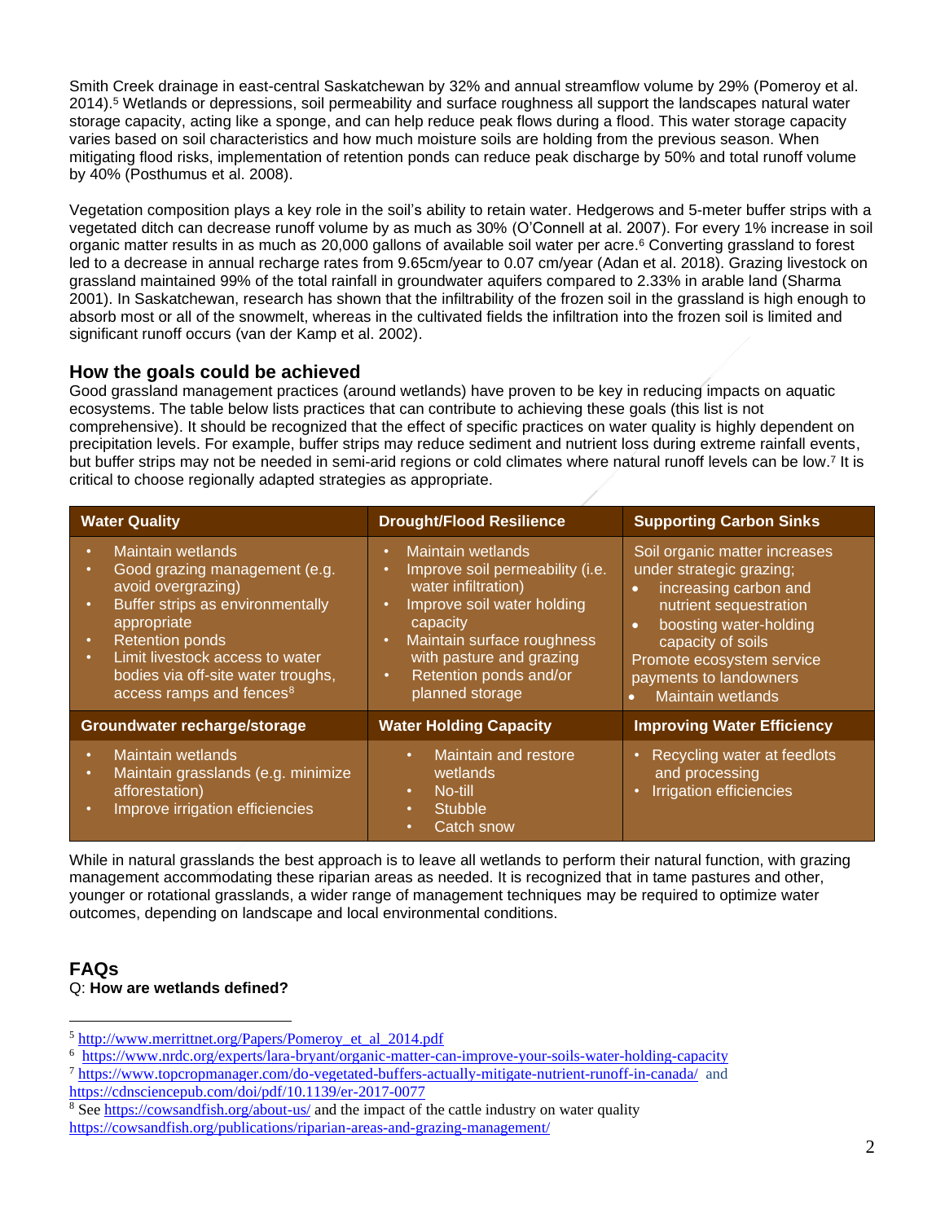Smith Creek drainage in east-central Saskatchewan by 32% and annual streamflow volume by 29% (Pomeroy et al. 2014).[5] Wetlands or depressions, soil permeability and surface roughness all support the landscapes natural water storage capacity, acting like a sponge, and can help reduce peak flows during a flood. This water storage capacity varies based on soil characteristics and how much moisture soils are holding from the previous season. When mitigating flood risks, implementation of retention ponds can reduce peak discharge by 50% and total runoff volume by 40% (Posthumus et al. 2008).

Vegetation composition plays a key role in the soil's ability to retain water. Hedgerows and 5-meter buffer strips with a vegetated ditch can decrease runoff volume by as much as 30% (O'Connell at al. 2007). For every 1% increase in soil organic matter results in as much as 20,000 gallons of available soil water per acre.[6] Converting grassland to forest led to a decrease in annual recharge rates from 9.65cm/year to 0.07 cm/year (Adan et al. 2018). Grazing livestock on grassland maintained 99% of the total rainfall in groundwater aquifers compared to 2.33% in arable land (Sharma 2001). In Saskatchewan, research has shown that the infiltrability of the frozen soil in the grassland is high enough to absorb most or all of the snowmelt, whereas in the cultivated fields the infiltration into the frozen soil is limited and significant runoff occurs (van der Kamp et al. 2002).

## How the goals could be achieved

Good grassland management practices (around wetlands) have proven to be key in reducing impacts on aquatic ecosystems. The table below lists practices that can contribute to achieving these goals (this list is not comprehensive). It should be recognized that the effect of specific practices on water quality is highly dependent on precipitation levels. For example, buffer strips may reduce sediment and nutrient loss during extreme rainfall events, but buffer strips may not be needed in semi-arid regions or cold climates where natural runoff levels can be low.[7] It is critical to choose regionally adapted strategies as appropriate.

| Water Quality | Drought/Flood Resilience | Supporting Carbon Sinks |
|---|---|---|
| • Maintain wetlands<br>• Good grazing management (e.g. avoid overgrazing)<br>• Buffer strips as environmentally appropriate<br>• Retention ponds<br>• Limit livestock access to water bodies via off-site water troughs, access ramps and fences[8] | • Maintain wetlands<br>• Improve soil permeability (i.e. water infiltration)<br>• Improve soil water holding capacity<br>• Maintain surface roughness with pasture and grazing<br>• Retention ponds and/or planned storage | Soil organic matter increases under strategic grazing;<br>• increasing carbon and nutrient sequestration<br>• boosting water-holding capacity of soils<br>Promote ecosystem service payments to landowners<br>• Maintain wetlands |
| **Groundwater recharge/storage** | **Water Holding Capacity** | **Improving Water Efficiency** |
| • Maintain wetlands<br>• Maintain grasslands (e.g. minimize afforestation)<br>• Improve irrigation efficiencies | • Maintain and restore wetlands<br>• No-till<br>• Stubble<br>• Catch snow | • Recycling water at feedlots and processing<br>• Irrigation efficiencies |

While in natural grasslands the best approach is to leave all wetlands to perform their natural function, with grazing management accommodating these riparian areas as needed. It is recognized that in tame pastures and other, younger or rotational grasslands, a wider range of management techniques may be required to optimize water outcomes, depending on landscape and local environmental conditions.

## FAQs

Q: **How are wetlands defined?**

---

[5] http://www.merrittnet.org/Papers/Pomeroy_et_al_2014.pdf

[6] https://www.nrdc.org/experts/lara-bryant/organic-matter-can-improve-your-soils-water-holding-capacity

[7] https://www.topcropmanager.com/do-vegetated-buffers-actually-mitigate-nutrient-runoff-in-canada/ and https://cdnsciencepub.com/doi/pdf/10.1139/er-2017-0077

[8] See https://cowsandfish.org/about-us/ and the impact of the cattle industry on water quality https://cowsandfish.org/publications/riparian-areas-and-grazing-management/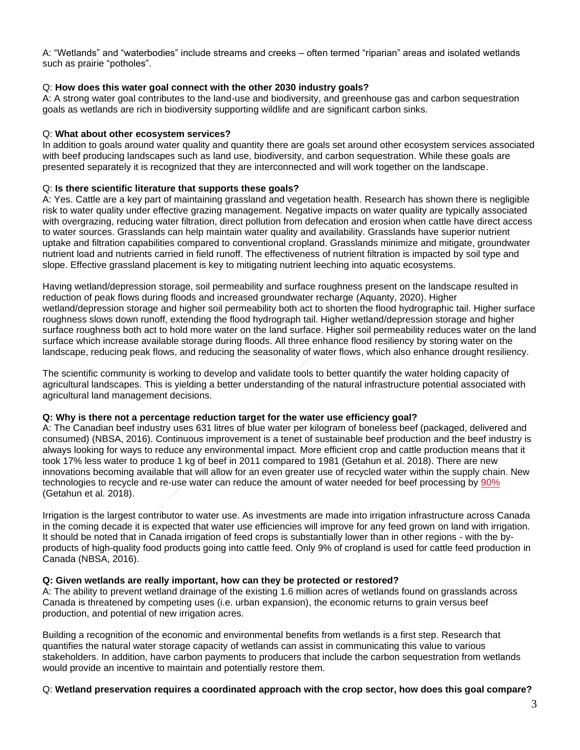A: "Wetlands" and "waterbodies" include streams and creeks – often termed "riparian" areas and isolated wetlands such as prairie "potholes".

Q: **How does this water goal connect with the other 2030 industry goals?**
A: A strong water goal contributes to the land-use and biodiversity, and greenhouse gas and carbon sequestration goals as wetlands are rich in biodiversity supporting wildlife and are significant carbon sinks.

Q: **What about other ecosystem services?**
In addition to goals around water quality and quantity there are goals set around other ecosystem services associated with beef producing landscapes such as land use, biodiversity, and carbon sequestration. While these goals are presented separately it is recognized that they are interconnected and will work together on the landscape.

Q: **Is there scientific literature that supports these goals?**
A: Yes. Cattle are a key part of maintaining grassland and vegetation health. Research has shown there is negligible risk to water quality under effective grazing management. Negative impacts on water quality are typically associated with overgrazing, reducing water filtration, direct pollution from defecation and erosion when cattle have direct access to water sources. Grasslands can help maintain water quality and availability. Grasslands have superior nutrient uptake and filtration capabilities compared to conventional cropland. Grasslands minimize and mitigate, groundwater nutrient load and nutrients carried in field runoff. The effectiveness of nutrient filtration is impacted by soil type and slope. Effective grassland placement is key to mitigating nutrient leeching into aquatic ecosystems.

Having wetland/depression storage, soil permeability and surface roughness present on the landscape resulted in reduction of peak flows during floods and increased groundwater recharge (Aquanty, 2020). Higher wetland/depression storage and higher soil permeability both act to shorten the flood hydrographic tail. Higher surface roughness slows down runoff, extending the flood hydrograph tail. Higher wetland/depression storage and higher surface roughness both act to hold more water on the land surface. Higher soil permeability reduces water on the land surface which increase available storage during floods. All three enhance flood resiliency by storing water on the landscape, reducing peak flows, and reducing the seasonality of water flows, which also enhance drought resiliency.

The scientific community is working to develop and validate tools to better quantify the water holding capacity of agricultural landscapes. This is yielding a better understanding of the natural infrastructure potential associated with agricultural land management decisions.

**Q: Why is there not a percentage reduction target for the water use efficiency goal?**
A: The Canadian beef industry uses 631 litres of blue water per kilogram of boneless beef (packaged, delivered and consumed) (NBSA, 2016). Continuous improvement is a tenet of sustainable beef production and the beef industry is always looking for ways to reduce any environmental impact. More efficient crop and cattle production means that it took 17% less water to produce 1 kg of beef in 2011 compared to 1981 (Getahun et al. 2018). There are new innovations becoming available that will allow for an even greater use of recycled water within the supply chain. New technologies to recycle and re-use water can reduce the amount of water needed for beef processing by 90% (Getahun et al. 2018).

Irrigation is the largest contributor to water use. As investments are made into irrigation infrastructure across Canada in the coming decade it is expected that water use efficiencies will improve for any feed grown on land with irrigation. It should be noted that in Canada irrigation of feed crops is substantially lower than in other regions - with the by-products of high-quality food products going into cattle feed. Only 9% of cropland is used for cattle feed production in Canada (NBSA, 2016).

**Q: Given wetlands are really important, how can they be protected or restored?**
A: The ability to prevent wetland drainage of the existing 1.6 million acres of wetlands found on grasslands across Canada is threatened by competing uses (i.e. urban expansion), the economic returns to grain versus beef production, and potential of new irrigation acres.

Building a recognition of the economic and environmental benefits from wetlands is a first step. Research that quantifies the natural water storage capacity of wetlands can assist in communicating this value to various stakeholders. In addition, have carbon payments to producers that include the carbon sequestration from wetlands would provide an incentive to maintain and potentially restore them.

Q: **Wetland preservation requires a coordinated approach with the crop sector, how does this goal compare?**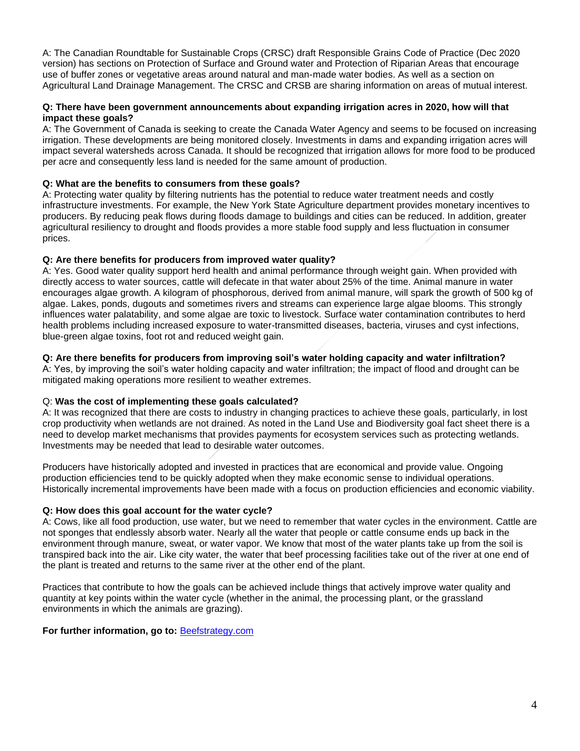A: The Canadian Roundtable for Sustainable Crops (CRSC) draft Responsible Grains Code of Practice (Dec 2020 version) has sections on Protection of Surface and Ground water and Protection of Riparian Areas that encourage use of buffer zones or vegetative areas around natural and man-made water bodies. As well as a section on Agricultural Land Drainage Management. The CRSC and CRSB are sharing information on areas of mutual interest.

**Q: There have been government announcements about expanding irrigation acres in 2020, how will that impact these goals?**
A: The Government of Canada is seeking to create the Canada Water Agency and seems to be focused on increasing irrigation. These developments are being monitored closely. Investments in dams and expanding irrigation acres will impact several watersheds across Canada. It should be recognized that irrigation allows for more food to be produced per acre and consequently less land is needed for the same amount of production.

**Q: What are the benefits to consumers from these goals?**
A: Protecting water quality by filtering nutrients has the potential to reduce water treatment needs and costly infrastructure investments. For example, the New York State Agriculture department provides monetary incentives to producers. By reducing peak flows during floods damage to buildings and cities can be reduced. In addition, greater agricultural resiliency to drought and floods provides a more stable food supply and less fluctuation in consumer prices.

**Q: Are there benefits for producers from improved water quality?**
A: Yes. Good water quality support herd health and animal performance through weight gain. When provided with directly access to water sources, cattle will defecate in that water about 25% of the time. Animal manure in water encourages algae growth. A kilogram of phosphorous, derived from animal manure, will spark the growth of 500 kg of algae. Lakes, ponds, dugouts and sometimes rivers and streams can experience large algae blooms. This strongly influences water palatability, and some algae are toxic to livestock. Surface water contamination contributes to herd health problems including increased exposure to water-transmitted diseases, bacteria, viruses and cyst infections, blue-green algae toxins, foot rot and reduced weight gain.

**Q: Are there benefits for producers from improving soil's water holding capacity and water infiltration?**
A: Yes, by improving the soil's water holding capacity and water infiltration; the impact of flood and drought can be mitigated making operations more resilient to weather extremes.

Q: **Was the cost of implementing these goals calculated?**
A: It was recognized that there are costs to industry in changing practices to achieve these goals, particularly, in lost crop productivity when wetlands are not drained. As noted in the Land Use and Biodiversity goal fact sheet there is a need to develop market mechanisms that provides payments for ecosystem services such as protecting wetlands. Investments may be needed that lead to desirable water outcomes.

Producers have historically adopted and invested in practices that are economical and provide value. Ongoing production efficiencies tend to be quickly adopted when they make economic sense to individual operations. Historically incremental improvements have been made with a focus on production efficiencies and economic viability.

**Q: How does this goal account for the water cycle?**
A: Cows, like all food production, use water, but we need to remember that water cycles in the environment. Cattle are not sponges that endlessly absorb water. Nearly all the water that people or cattle consume ends up back in the environment through manure, sweat, or water vapor. We know that most of the water plants take up from the soil is transpired back into the air. Like city water, the water that beef processing facilities take out of the river at one end of the plant is treated and returns to the same river at the other end of the plant.

Practices that contribute to how the goals can be achieved include things that actively improve water quality and quantity at key points within the water cycle (whether in the animal, the processing plant, or the grassland environments in which the animals are grazing).

**For further information, go to:** Beefstrategy.com